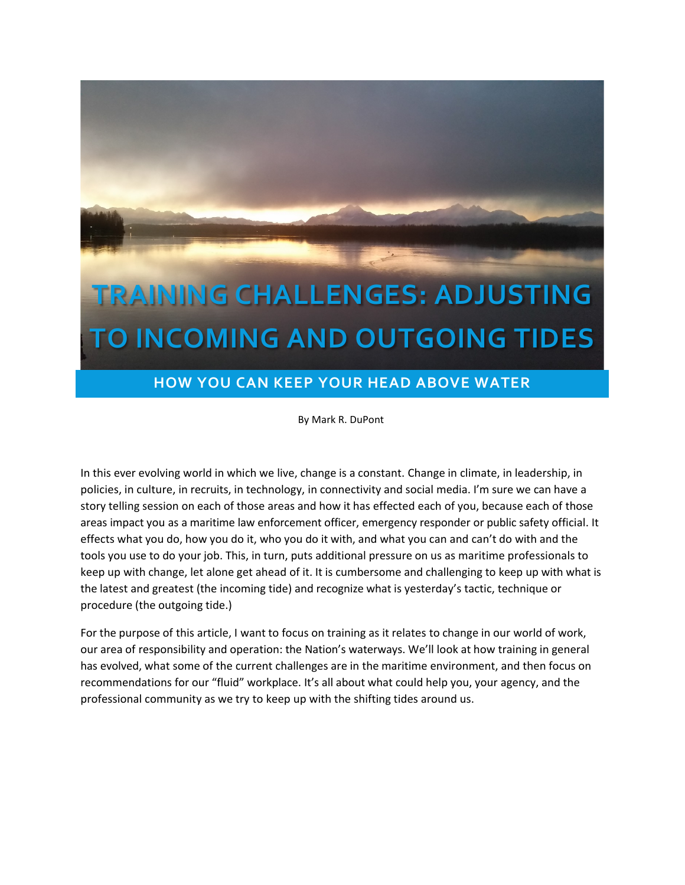# TRAINING CHALLENGES: ADJUSTING TO INCOMING AND OUTGOING TIDES

## HOW YOU CAN KEEP YOUR HEAD ABOVE WATER

By Mark R. DuPont

In this ever evolving world in which we live, change is a constant. Change in climate, in leadership, in policies, in culture, in recruits, in technology, in connectivity and social media. I'm sure we can have a story telling session on each of those areas and how it has effected each of you, because each of those areas impact you as a maritime law enforcement officer, emergency responder or public safety official. It effects what you do, how you do it, who you do it with, and what you can and can't do with and the tools you use to do your job. This, in turn, puts additional pressure on us as maritime professionals to keep up with change, let alone get ahead of it. It is cumbersome and challenging to keep up with what is the latest and greatest (the incoming tide) and recognize what is yesterday's tactic, technique or procedure (the outgoing tide.)

For the purpose of this article, I want to focus on training as it relates to change in our world of work, our area of responsibility and operation: the Nation's waterways. We'll look at how training in general has evolved, what some of the current challenges are in the maritime environment, and then focus on recommendations for our "fluid" workplace. It's all about what could help you, your agency, and the professional community as we try to keep up with the shifting tides around us.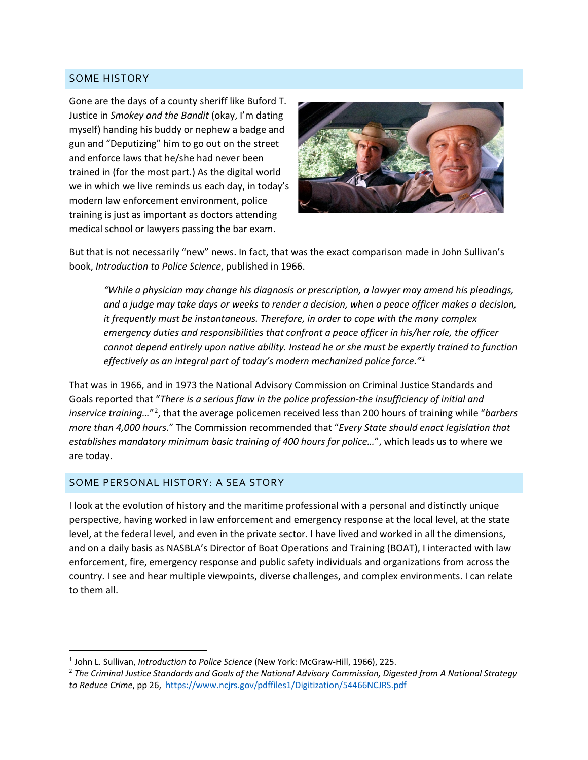## SOME HISTORY

Gone are the days of a county sheriff like Buford T. Justice in *Smokey and the Bandit* (okay, I'm dating myself) handing his buddy or nephew a badge and gun and "Deputizing" him to go out on the street and enforce laws that he/she had never been trained in (for the most part.) As the digital world we in which we live reminds us each day, in today's modern law enforcement environment, police training is just as important as doctors attending medical school or lawyers passing the bar exam.

But that is not necessarily "new" news. In fact, that was the exact comparison made in John Sullivan's book, *Introduction to Police Science*, published in 1966.

> *"While a physician may change his diagnosis or prescription, a lawyer may amend his pleadings, and a judge may take days or weeks to render a decision, when a peace officer makes a decision, it frequently must be instantaneous. Therefore, in order to cope with the many complex emergency duties and responsibilities that confront a peace officer in his/her role, the officer cannot depend entirely upon native ability. Instead he or she must be expertly trained to function effectively as an integral part of today's modern mechanized police force."*[1]

That was in 1966, and in 1973 the National Advisory Commission on Criminal Justice Standards and Goals reported that "*There is a serious flaw in the police profession-the insufficiency of initial and inservice training…*"[2], that the average policemen received less than 200 hours of training while "*barbers more than 4,000 hours*." The Commission recommended that "*Every State should enact legislation that establishes mandatory minimum basic training of 400 hours for police…*", which leads us to where we are today.

## SOME PERSONAL HISTORY: A SEA STORY

I look at the evolution of history and the maritime professional with a personal and distinctly unique perspective, having worked in law enforcement and emergency response at the local level, at the state level, at the federal level, and even in the private sector. I have lived and worked in all the dimensions, and on a daily basis as NASBLA's Director of Boat Operations and Training (BOAT), I interacted with law enforcement, fire, emergency response and public safety individuals and organizations from across the country. I see and hear multiple viewpoints, diverse challenges, and complex environments. I can relate to them all.

---

[1] John L. Sullivan, *Introduction to Police Science* (New York: McGraw-Hill, 1966), 225.

[2] *The Criminal Justice Standards and Goals of the National Advisory Commission, Digested from A National Strategy to Reduce Crime*, pp 26, https://www.ncjrs.gov/pdffiles1/Digitization/54466NCJRS.pdf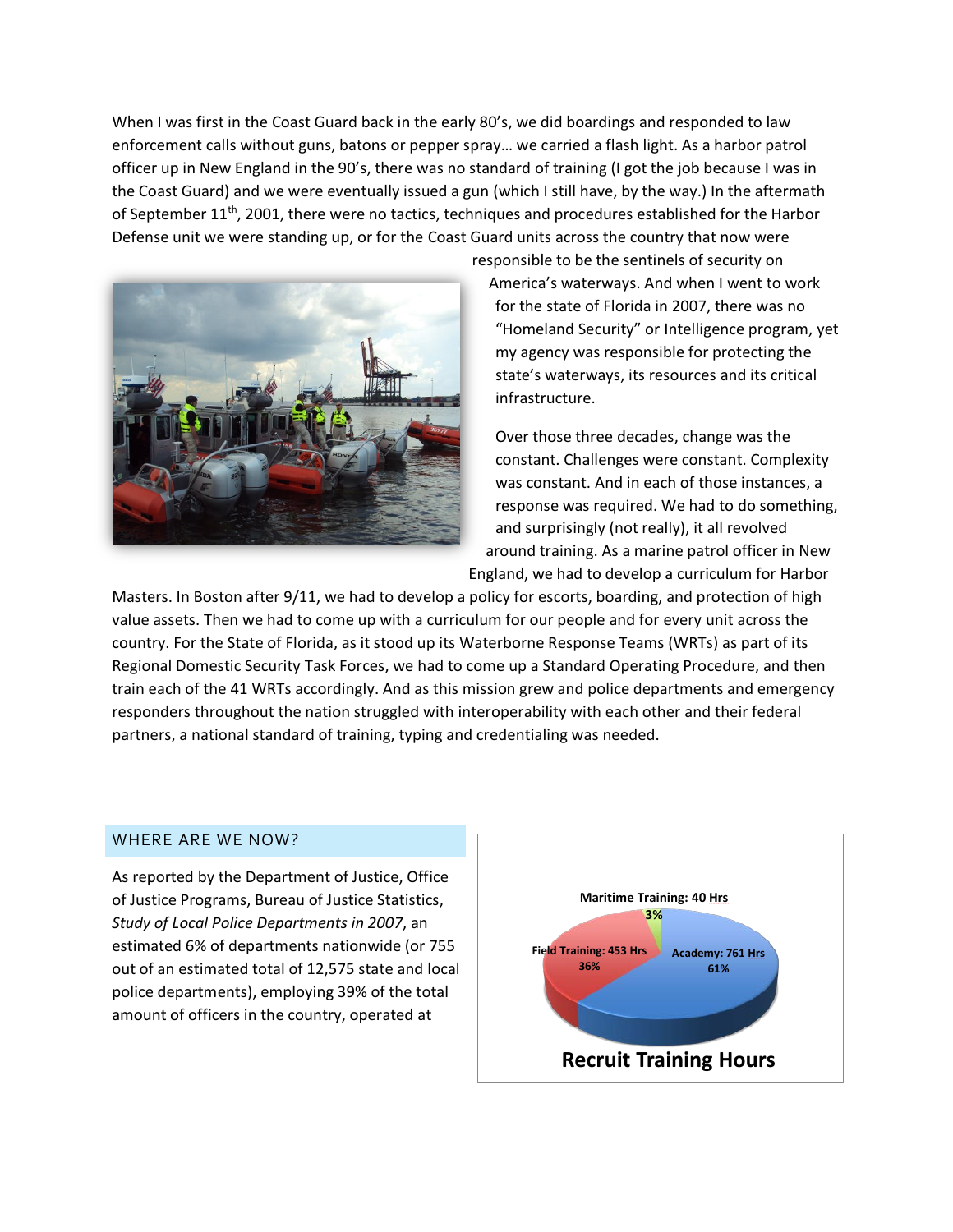When I was first in the Coast Guard back in the early 80's, we did boardings and responded to law enforcement calls without guns, batons or pepper spray… we carried a flash light. As a harbor patrol officer up in New England in the 90's, there was no standard of training (I got the job because I was in the Coast Guard) and we were eventually issued a gun (which I still have, by the way.) In the aftermath of September 11th, 2001, there were no tactics, techniques and procedures established for the Harbor Defense unit we were standing up, or for the Coast Guard units across the country that now were responsible to be the sentinels of security on America's waterways. And when I went to work for the state of Florida in 2007, there was no "Homeland Security" or Intelligence program, yet my agency was responsible for protecting the state's waterways, its resources and its critical infrastructure.

Over those three decades, change was the constant. Challenges were constant. Complexity was constant. And in each of those instances, a response was required. We had to do something, and surprisingly (not really), it all revolved around training. As a marine patrol officer in New England, we had to develop a curriculum for Harbor Masters. In Boston after 9/11, we had to develop a policy for escorts, boarding, and protection of high value assets. Then we had to come up with a curriculum for our people and for every unit across the country. For the State of Florida, as it stood up its Waterborne Response Teams (WRTs) as part of its Regional Domestic Security Task Forces, we had to come up a Standard Operating Procedure, and then train each of the 41 WRTs accordingly. And as this mission grew and police departments and emergency responders throughout the nation struggled with interoperability with each other and their federal partners, a national standard of training, typing and credentialing was needed.

## WHERE ARE WE NOW?

As reported by the Department of Justice, Office of Justice Programs, Bureau of Justice Statistics, *Study of Local Police Departments in 2007*, an estimated 6% of departments nationwide (or 755 out of an estimated total of 12,575 state and local police departments), employing 39% of the total amount of officers in the country, operated at

**Recruit Training Hours**

- Academy: 761 Hrs — 61%
- Field Training: 453 Hrs — 36%
- Maritime Training: 40 Hrs — 3%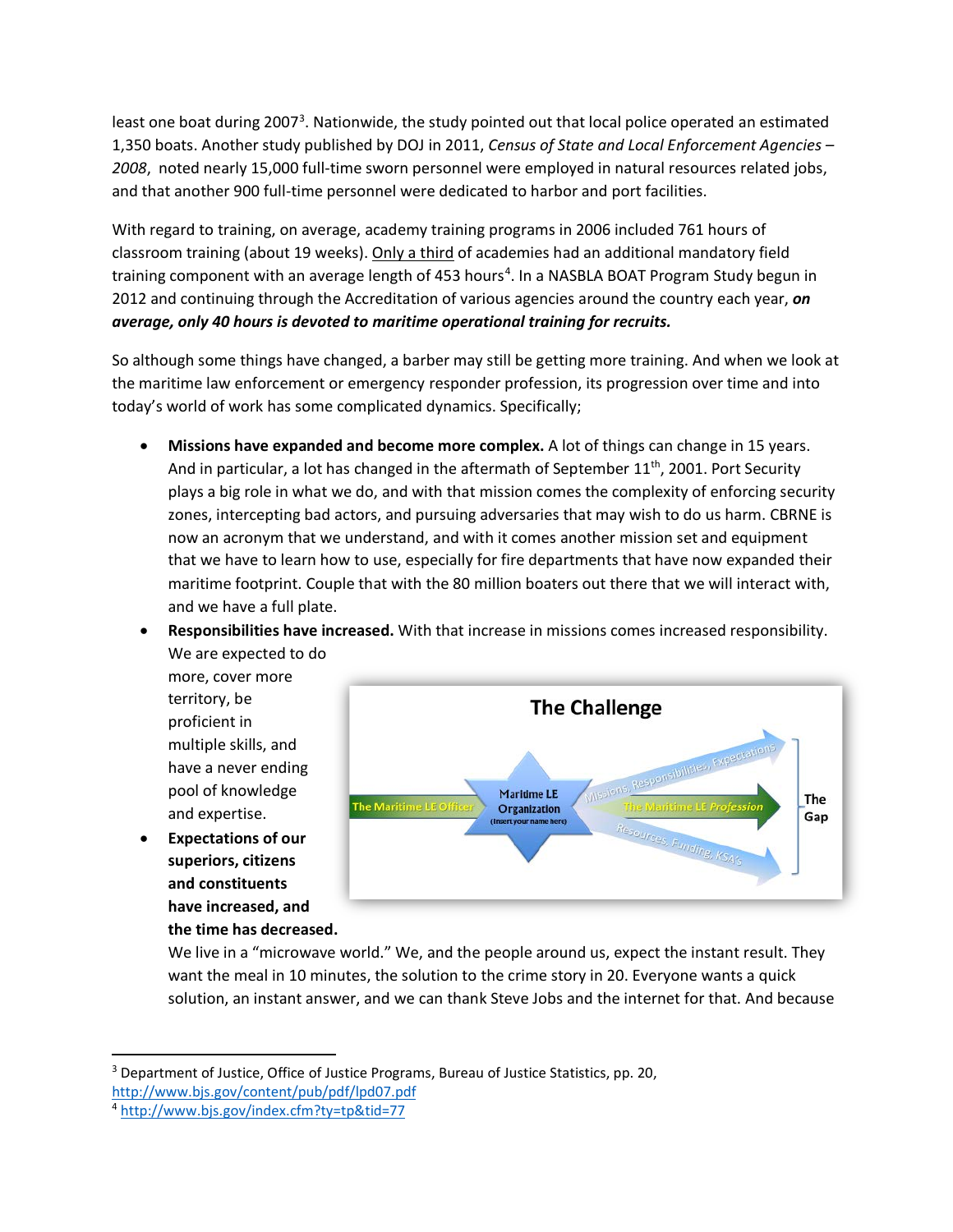least one boat during 2007[3]. Nationwide, the study pointed out that local police operated an estimated 1,350 boats. Another study published by DOJ in 2011, *Census of State and Local Enforcement Agencies – 2008*, noted nearly 15,000 full-time sworn personnel were employed in natural resources related jobs, and that another 900 full-time personnel were dedicated to harbor and port facilities.

With regard to training, on average, academy training programs in 2006 included 761 hours of classroom training (about 19 weeks). Only a third of academies had an additional mandatory field training component with an average length of 453 hours[4]. In a NASBLA BOAT Program Study begun in 2012 and continuing through the Accreditation of various agencies around the country each year, ***on average, only 40 hours is devoted to maritime operational training for recruits.***

So although some things have changed, a barber may still be getting more training. And when we look at the maritime law enforcement or emergency responder profession, its progression over time and into today's world of work has some complicated dynamics. Specifically;

- **Missions have expanded and become more complex.** A lot of things can change in 15 years. And in particular, a lot has changed in the aftermath of September 11th, 2001. Port Security plays a big role in what we do, and with that mission comes the complexity of enforcing security zones, intercepting bad actors, and pursuing adversaries that may wish to do us harm. CBRNE is now an acronym that we understand, and with it comes another mission set and equipment that we have to learn how to use, especially for fire departments that have now expanded their maritime footprint. Couple that with the 80 million boaters out there that we will interact with, and we have a full plate.
- **Responsibilities have increased.** With that increase in missions comes increased responsibility. We are expected to do more, cover more territory, be proficient in multiple skills, and have a never ending pool of knowledge and expertise.
- **Expectations of our superiors, citizens and constituents have increased, and the time has decreased.** We live in a "microwave world." We, and the people around us, expect the instant result. They want the meal in 10 minutes, the solution to the crime story in 20. Everyone wants a quick solution, an instant answer, and we can thank Steve Jobs and the internet for that. And because

**The Challenge**

The Maritime LE Officer → Maritime LE Organization (Insert your name here) → The Maritime LE *Profession*

Missions, Responsibilities, Expectations

Resources, Funding, KSA's

The Gap

[3] Department of Justice, Office of Justice Programs, Bureau of Justice Statistics, pp. 20, http://www.bjs.gov/content/pub/pdf/lpd07.pdf

[4] http://www.bjs.gov/index.cfm?ty=tp&tid=77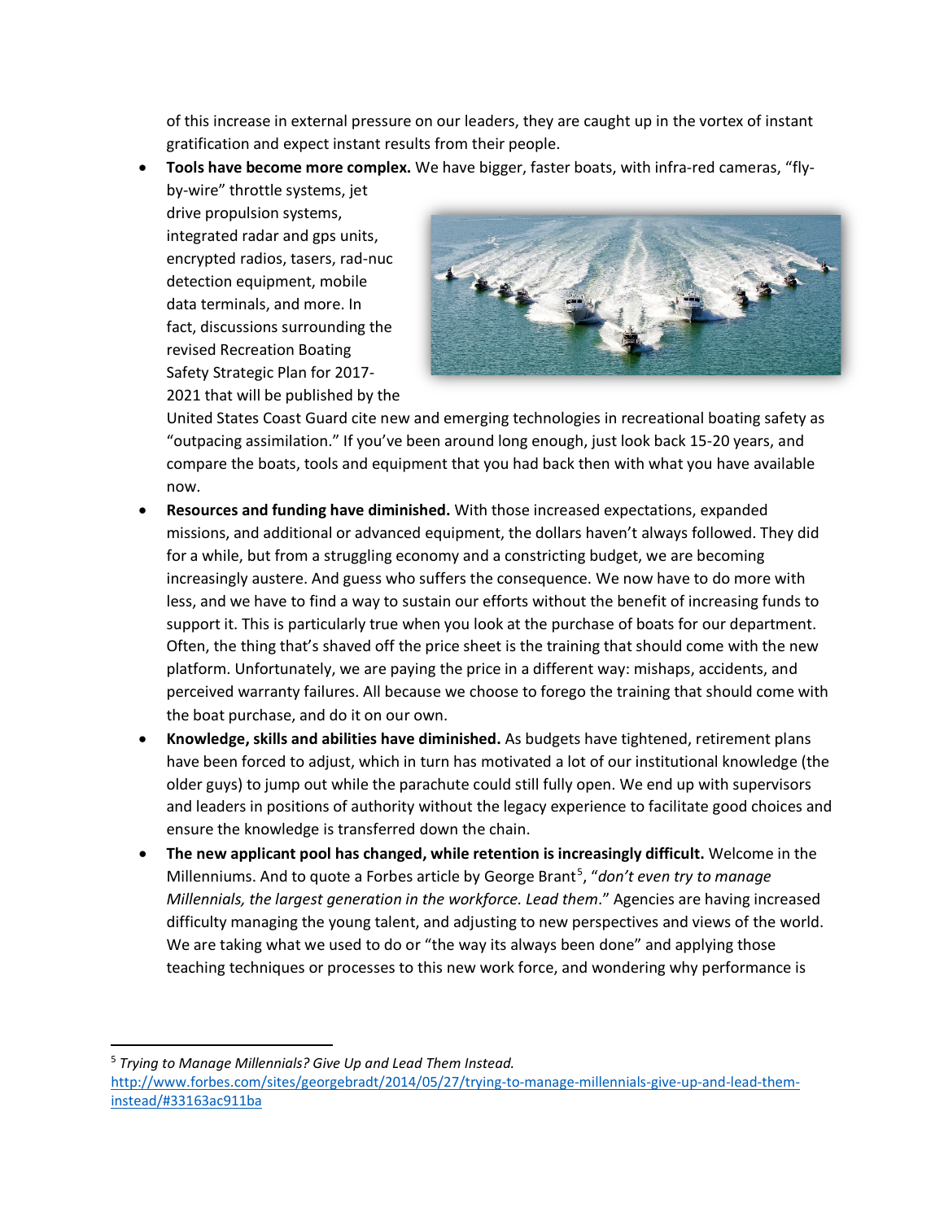of this increase in external pressure on our leaders, they are caught up in the vortex of instant gratification and expect instant results from their people.

- **Tools have become more complex.** We have bigger, faster boats, with infra-red cameras, "fly-by-wire" throttle systems, jet drive propulsion systems, integrated radar and gps units, encrypted radios, tasers, rad-nuc detection equipment, mobile data terminals, and more. In fact, discussions surrounding the revised Recreation Boating Safety Strategic Plan for 2017-2021 that will be published by the United States Coast Guard cite new and emerging technologies in recreational boating safety as "outpacing assimilation." If you've been around long enough, just look back 15-20 years, and compare the boats, tools and equipment that you had back then with what you have available now.
- **Resources and funding have diminished.** With those increased expectations, expanded missions, and additional or advanced equipment, the dollars haven't always followed. They did for a while, but from a struggling economy and a constricting budget, we are becoming increasingly austere. And guess who suffers the consequence. We now have to do more with less, and we have to find a way to sustain our efforts without the benefit of increasing funds to support it. This is particularly true when you look at the purchase of boats for our department. Often, the thing that's shaved off the price sheet is the training that should come with the new platform. Unfortunately, we are paying the price in a different way: mishaps, accidents, and perceived warranty failures. All because we choose to forego the training that should come with the boat purchase, and do it on our own.
- **Knowledge, skills and abilities have diminished.** As budgets have tightened, retirement plans have been forced to adjust, which in turn has motivated a lot of our institutional knowledge (the older guys) to jump out while the parachute could still fully open. We end up with supervisors and leaders in positions of authority without the legacy experience to facilitate good choices and ensure the knowledge is transferred down the chain.
- **The new applicant pool has changed, while retention is increasingly difficult.** Welcome in the Millenniums. And to quote a Forbes article by George Brant[5], "*don't even try to manage Millennials, the largest generation in the workforce. Lead them*." Agencies are having increased difficulty managing the young talent, and adjusting to new perspectives and views of the world. We are taking what we used to do or "the way its always been done" and applying those teaching techniques or processes to this new work force, and wondering why performance is

---

[5] *Trying to Manage Millennials? Give Up and Lead Them Instead.* http://www.forbes.com/sites/georgebradt/2014/05/27/trying-to-manage-millennials-give-up-and-lead-them-instead/#33163ac911ba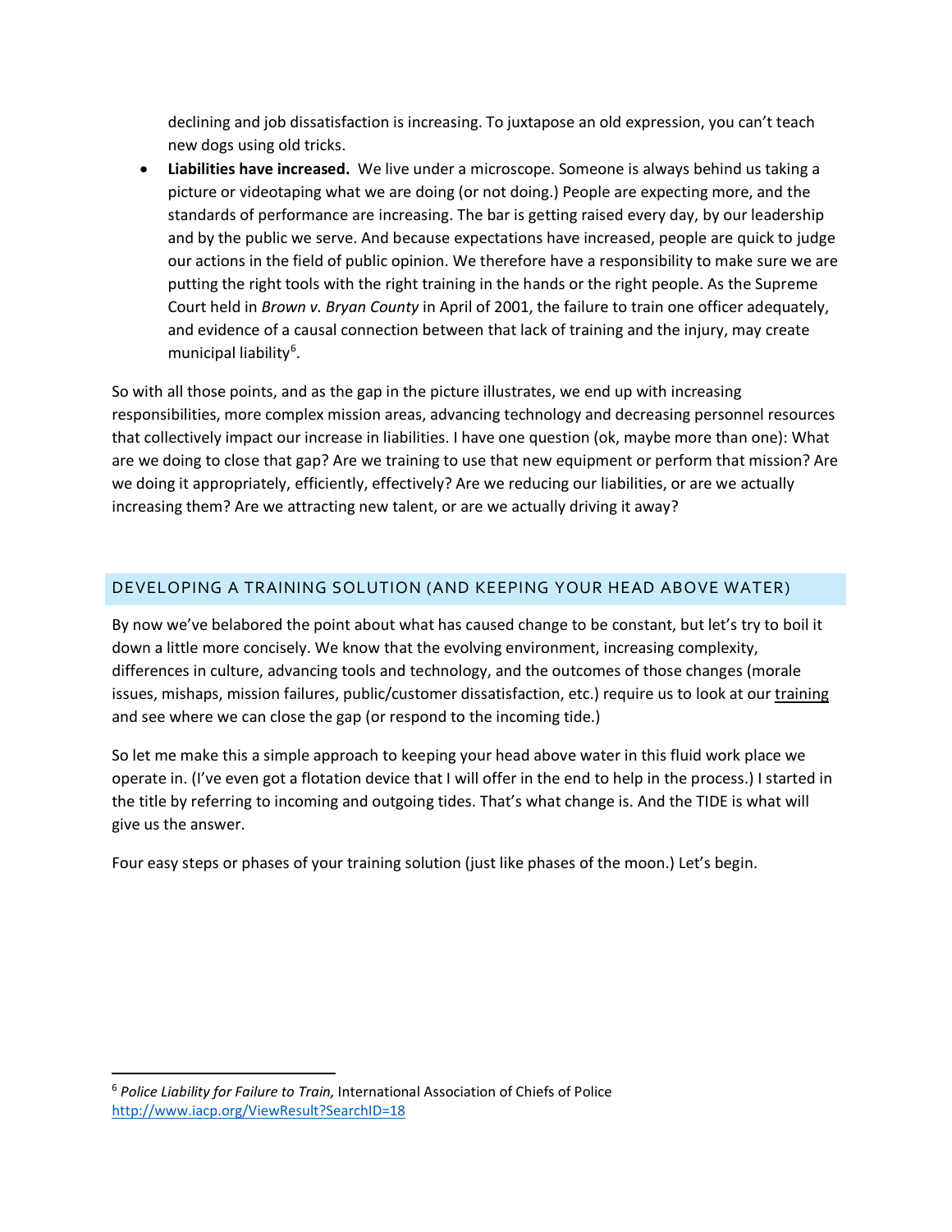declining and job dissatisfaction is increasing. To juxtapose an old expression, you can't teach new dogs using old tricks.

- **Liabilities have increased.** We live under a microscope. Someone is always behind us taking a picture or videotaping what we are doing (or not doing.) People are expecting more, and the standards of performance are increasing. The bar is getting raised every day, by our leadership and by the public we serve. And because expectations have increased, people are quick to judge our actions in the field of public opinion. We therefore have a responsibility to make sure we are putting the right tools with the right training in the hands or the right people. As the Supreme Court held in *Brown v. Bryan County* in April of 2001, the failure to train one officer adequately, and evidence of a causal connection between that lack of training and the injury, may create municipal liability[6].

So with all those points, and as the gap in the picture illustrates, we end up with increasing responsibilities, more complex mission areas, advancing technology and decreasing personnel resources that collectively impact our increase in liabilities. I have one question (ok, maybe more than one): What are we doing to close that gap? Are we training to use that new equipment or perform that mission? Are we doing it appropriately, efficiently, effectively? Are we reducing our liabilities, or are we actually increasing them? Are we attracting new talent, or are we actually driving it away?

## DEVELOPING A TRAINING SOLUTION (AND KEEPING YOUR HEAD ABOVE WATER)

By now we've belabored the point about what has caused change to be constant, but let's try to boil it down a little more concisely. We know that the evolving environment, increasing complexity, differences in culture, advancing tools and technology, and the outcomes of those changes (morale issues, mishaps, mission failures, public/customer dissatisfaction, etc.) require us to look at our training and see where we can close the gap (or respond to the incoming tide.)

So let me make this a simple approach to keeping your head above water in this fluid work place we operate in. (I've even got a flotation device that I will offer in the end to help in the process.) I started in the title by referring to incoming and outgoing tides. That's what change is. And the TIDE is what will give us the answer.

Four easy steps or phases of your training solution (just like phases of the moon.) Let's begin.

---

[6] *Police Liability for Failure to Train,* International Association of Chiefs of Police http://www.iacp.org/ViewResult?SearchID=18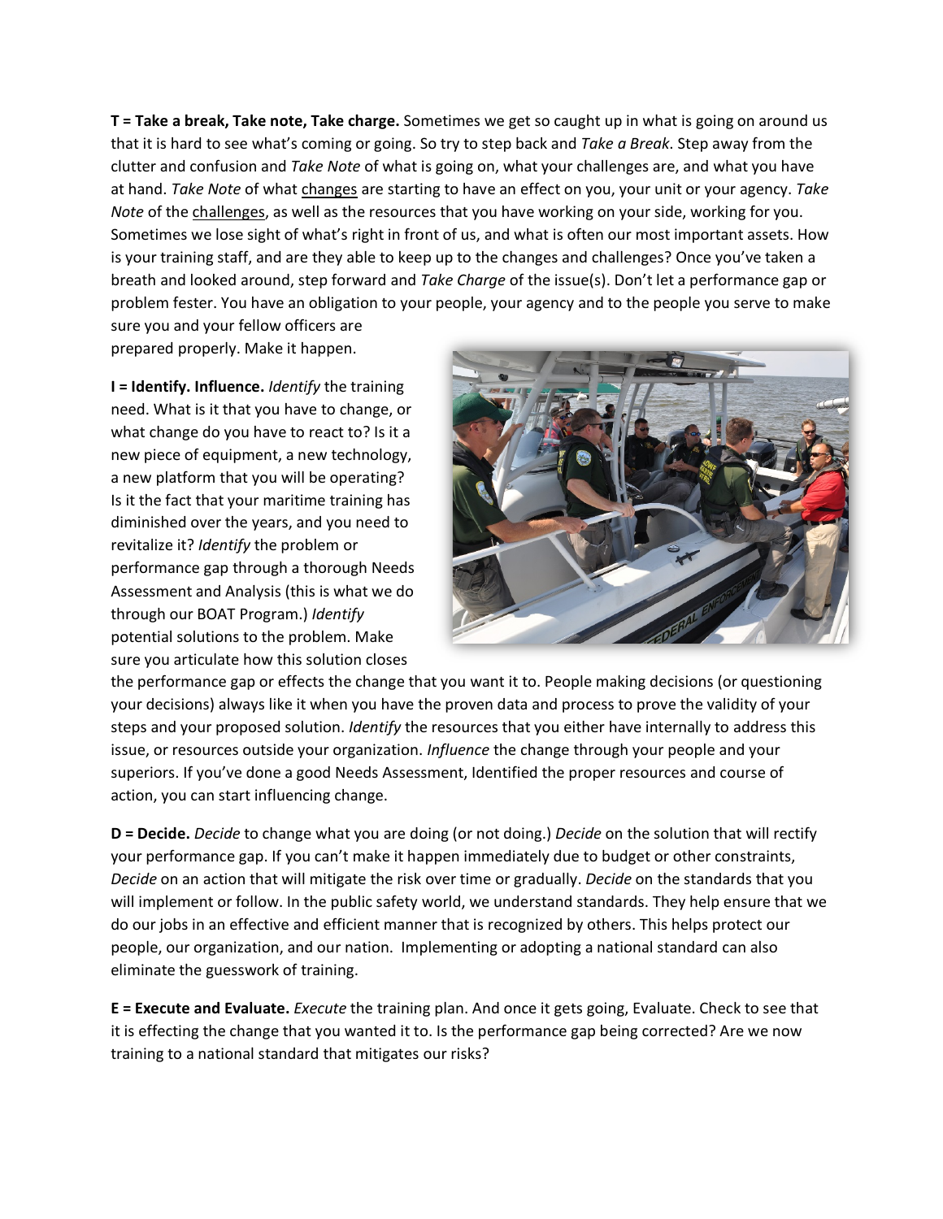**T = Take a break, Take note, Take charge.** Sometimes we get so caught up in what is going on around us that it is hard to see what's coming or going. So try to step back and *Take a Break*. Step away from the clutter and confusion and *Take Note* of what is going on, what your challenges are, and what you have at hand. *Take Note* of what changes are starting to have an effect on you, your unit or your agency. *Take Note* of the challenges, as well as the resources that you have working on your side, working for you. Sometimes we lose sight of what's right in front of us, and what is often our most important assets. How is your training staff, and are they able to keep up to the changes and challenges? Once you've taken a breath and looked around, step forward and *Take Charge* of the issue(s). Don't let a performance gap or problem fester. You have an obligation to your people, your agency and to the people you serve to make sure you and your fellow officers are prepared properly. Make it happen.

**I = Identify. Influence.** *Identify* the training need. What is it that you have to change, or what change do you have to react to? Is it a new piece of equipment, a new technology, a new platform that you will be operating? Is it the fact that your maritime training has diminished over the years, and you need to revitalize it? *Identify* the problem or performance gap through a thorough Needs Assessment and Analysis (this is what we do through our BOAT Program.) *Identify* potential solutions to the problem. Make sure you articulate how this solution closes the performance gap or effects the change that you want it to. People making decisions (or questioning your decisions) always like it when you have the proven data and process to prove the validity of your steps and your proposed solution. *Identify* the resources that you either have internally to address this issue, or resources outside your organization. *Influence* the change through your people and your superiors. If you've done a good Needs Assessment, Identified the proper resources and course of action, you can start influencing change.

**D = Decide.** *Decide* to change what you are doing (or not doing.) *Decide* on the solution that will rectify your performance gap. If you can't make it happen immediately due to budget or other constraints, *Decide* on an action that will mitigate the risk over time or gradually. *Decide* on the standards that you will implement or follow. In the public safety world, we understand standards. They help ensure that we do our jobs in an effective and efficient manner that is recognized by others. This helps protect our people, our organization, and our nation. Implementing or adopting a national standard can also eliminate the guesswork of training.

**E = Execute and Evaluate.** *Execute* the training plan. And once it gets going, Evaluate. Check to see that it is effecting the change that you wanted it to. Is the performance gap being corrected? Are we now training to a national standard that mitigates our risks?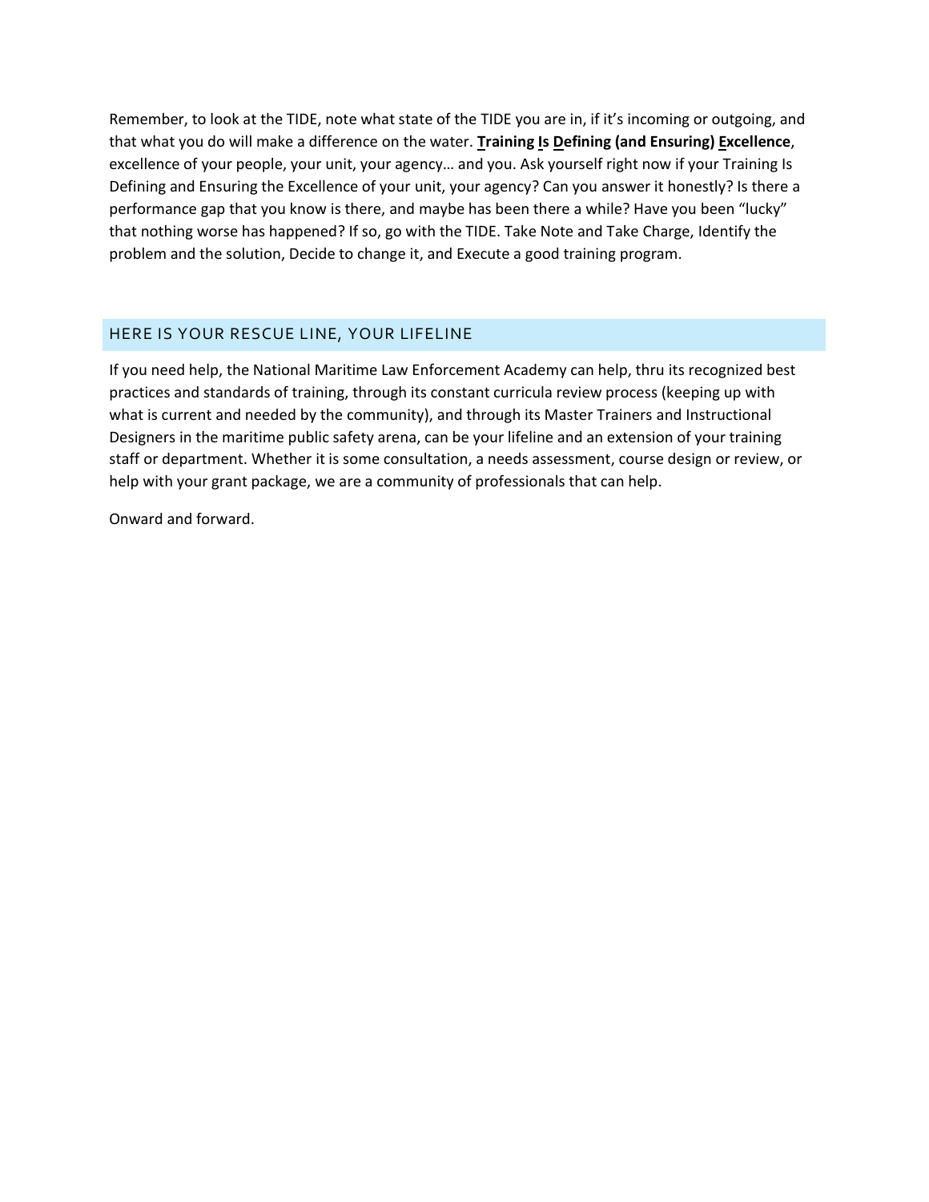Remember, to look at the TIDE, note what state of the TIDE you are in, if it's incoming or outgoing, and that what you do will make a difference on the water. **Training Is Defining (and Ensuring) Excellence**, excellence of your people, your unit, your agency… and you. Ask yourself right now if your Training Is Defining and Ensuring the Excellence of your unit, your agency? Can you answer it honestly? Is there a performance gap that you know is there, and maybe has been there a while? Have you been "lucky" that nothing worse has happened? If so, go with the TIDE. Take Note and Take Charge, Identify the problem and the solution, Decide to change it, and Execute a good training program.

## HERE IS YOUR RESCUE LINE, YOUR LIFELINE

If you need help, the National Maritime Law Enforcement Academy can help, thru its recognized best practices and standards of training, through its constant curricula review process (keeping up with what is current and needed by the community), and through its Master Trainers and Instructional Designers in the maritime public safety arena, can be your lifeline and an extension of your training staff or department. Whether it is some consultation, a needs assessment, course design or review, or help with your grant package, we are a community of professionals that can help.

Onward and forward.